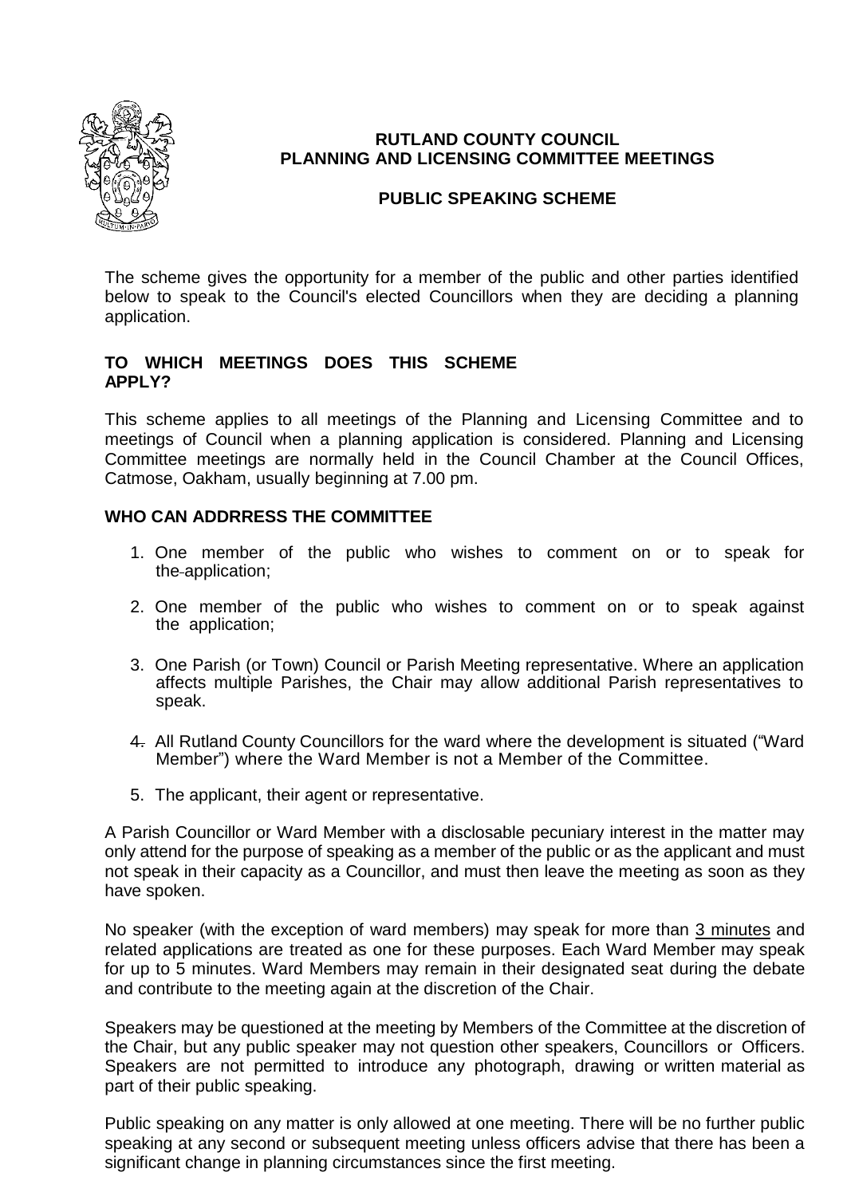# RUTLAND COUNTY COUNCIL
# PLANNING AND LICENSING COMMITTEE MEETINGS

## PUBLIC SPEAKING SCHEME

The scheme gives the opportunity for a member of the public and other parties identified below to speak to the Council's elected Councillors when they are deciding a planning application.

### TO WHICH MEETINGS DOES THIS SCHEME APPLY?

This scheme applies to all meetings of the Planning and Licensing Committee and to meetings of Council when a planning application is considered. Planning and Licensing Committee meetings are normally held in the Council Chamber at the Council Offices, Catmose, Oakham, usually beginning at 7.00 pm.

### WHO CAN ADDRRESS THE COMMITTEE

1. One member of the public who wishes to comment on or to speak for the application;

2. One member of the public who wishes to comment on or to speak against the application;

3. One Parish (or Town) Council or Parish Meeting representative. Where an application affects multiple Parishes, the Chair may allow additional Parish representatives to speak.

4. All Rutland County Councillors for the ward where the development is situated ("Ward Member") where the Ward Member is not a Member of the Committee.

5. The applicant, their agent or representative.

A Parish Councillor or Ward Member with a disclosable pecuniary interest in the matter may only attend for the purpose of speaking as a member of the public or as the applicant and must not speak in their capacity as a Councillor, and must then leave the meeting as soon as they have spoken.

No speaker (with the exception of ward members) may speak for more than 3 minutes and related applications are treated as one for these purposes. Each Ward Member may speak for up to 5 minutes. Ward Members may remain in their designated seat during the debate and contribute to the meeting again at the discretion of the Chair.

Speakers may be questioned at the meeting by Members of the Committee at the discretion of the Chair, but any public speaker may not question other speakers, Councillors or Officers. Speakers are not permitted to introduce any photograph, drawing or written material as part of their public speaking.

Public speaking on any matter is only allowed at one meeting. There will be no further public speaking at any second or subsequent meeting unless officers advise that there has been a significant change in planning circumstances since the first meeting.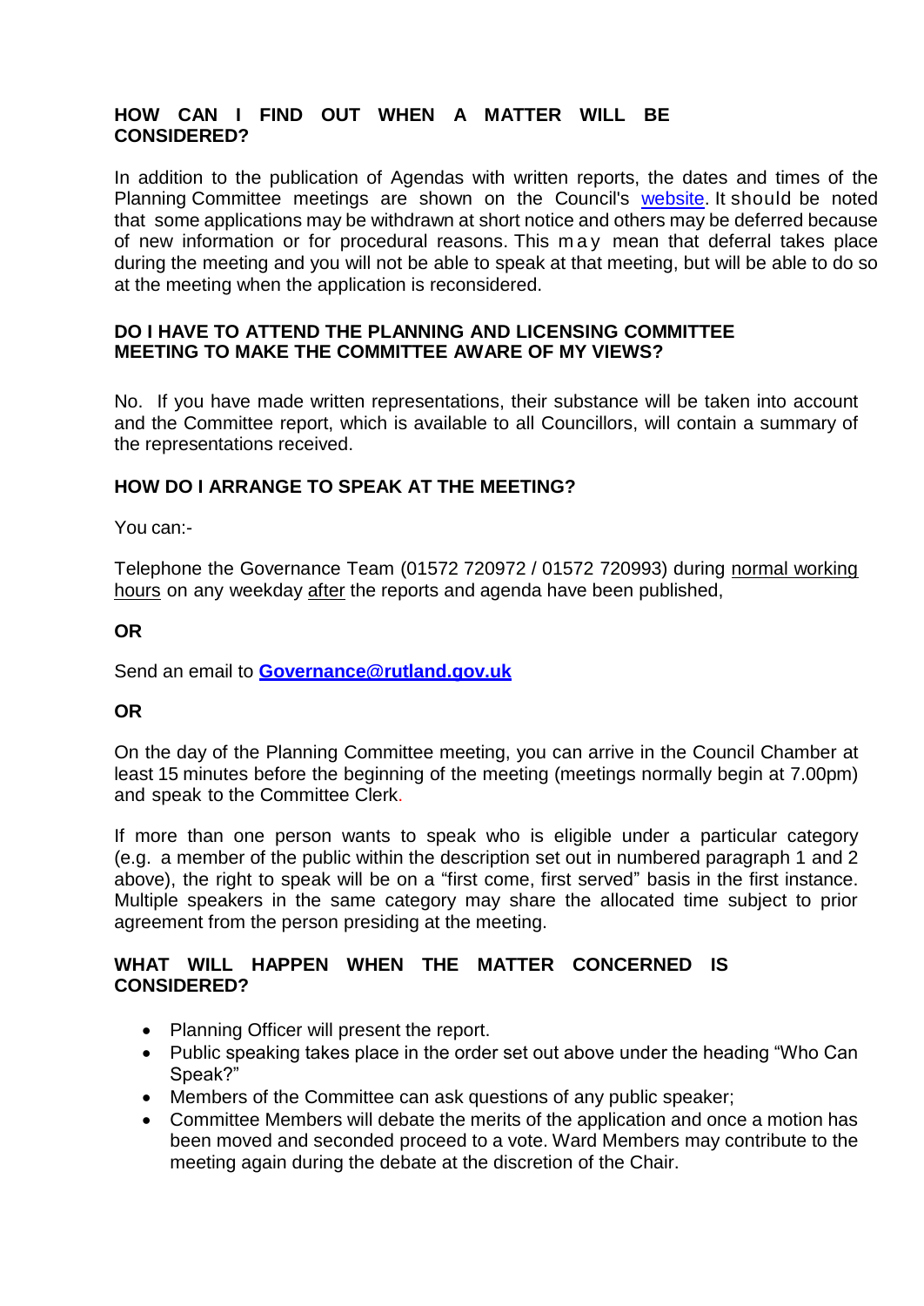## HOW CAN I FIND OUT WHEN A MATTER WILL BE CONSIDERED?

In addition to the publication of Agendas with written reports, the dates and times of the Planning Committee meetings are shown on the Council's website. It should be noted that some applications may be withdrawn at short notice and others may be deferred because of new information or for procedural reasons. This may mean that deferral takes place during the meeting and you will not be able to speak at that meeting, but will be able to do so at the meeting when the application is reconsidered.

## DO I HAVE TO ATTEND THE PLANNING AND LICENSING COMMITTEE MEETING TO MAKE THE COMMITTEE AWARE OF MY VIEWS?

No. If you have made written representations, their substance will be taken into account and the Committee report, which is available to all Councillors, will contain a summary of the representations received.

## HOW DO I ARRANGE TO SPEAK AT THE MEETING?

You can:-

Telephone the Governance Team (01572 720972 / 01572 720993) during normal working hours on any weekday after the reports and agenda have been published,

**OR**

Send an email to **Governance@rutland.gov.uk**

**OR**

On the day of the Planning Committee meeting, you can arrive in the Council Chamber at least 15 minutes before the beginning of the meeting (meetings normally begin at 7.00pm) and speak to the Committee Clerk.

If more than one person wants to speak who is eligible under a particular category (e.g. a member of the public within the description set out in numbered paragraph 1 and 2 above), the right to speak will be on a "first come, first served" basis in the first instance. Multiple speakers in the same category may share the allocated time subject to prior agreement from the person presiding at the meeting.

## WHAT WILL HAPPEN WHEN THE MATTER CONCERNED IS CONSIDERED?

- Planning Officer will present the report.
- Public speaking takes place in the order set out above under the heading "Who Can Speak?"
- Members of the Committee can ask questions of any public speaker;
- Committee Members will debate the merits of the application and once a motion has been moved and seconded proceed to a vote. Ward Members may contribute to the meeting again during the debate at the discretion of the Chair.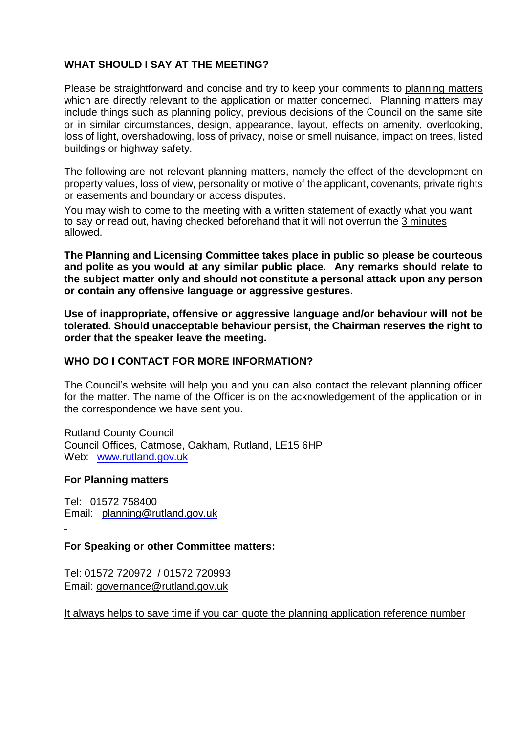## WHAT SHOULD I SAY AT THE MEETING?

Please be straightforward and concise and try to keep your comments to planning matters which are directly relevant to the application or matter concerned. Planning matters may include things such as planning policy, previous decisions of the Council on the same site or in similar circumstances, design, appearance, layout, effects on amenity, overlooking, loss of light, overshadowing, loss of privacy, noise or smell nuisance, impact on trees, listed buildings or highway safety.

The following are not relevant planning matters, namely the effect of the development on property values, loss of view, personality or motive of the applicant, covenants, private rights or easements and boundary or access disputes.

You may wish to come to the meeting with a written statement of exactly what you want to say or read out, having checked beforehand that it will not overrun the 3 minutes allowed.

**The Planning and Licensing Committee takes place in public so please be courteous and polite as you would at any similar public place. Any remarks should relate to the subject matter only and should not constitute a personal attack upon any person or contain any offensive language or aggressive gestures.**

**Use of inappropriate, offensive or aggressive language and/or behaviour will not be tolerated. Should unacceptable behaviour persist, the Chairman reserves the right to order that the speaker leave the meeting.**

## WHO DO I CONTACT FOR MORE INFORMATION?

The Council's website will help you and you can also contact the relevant planning officer for the matter. The name of the Officer is on the acknowledgement of the application or in the correspondence we have sent you.

Rutland County Council
Council Offices, Catmose, Oakham, Rutland, LE15 6HP
Web: www.rutland.gov.uk

**For Planning matters**

Tel: 01572 758400
Email: planning@rutland.gov.uk

**For Speaking or other Committee matters:**

Tel: 01572 720972 / 01572 720993
Email: governance@rutland.gov.uk

It always helps to save time if you can quote the planning application reference number